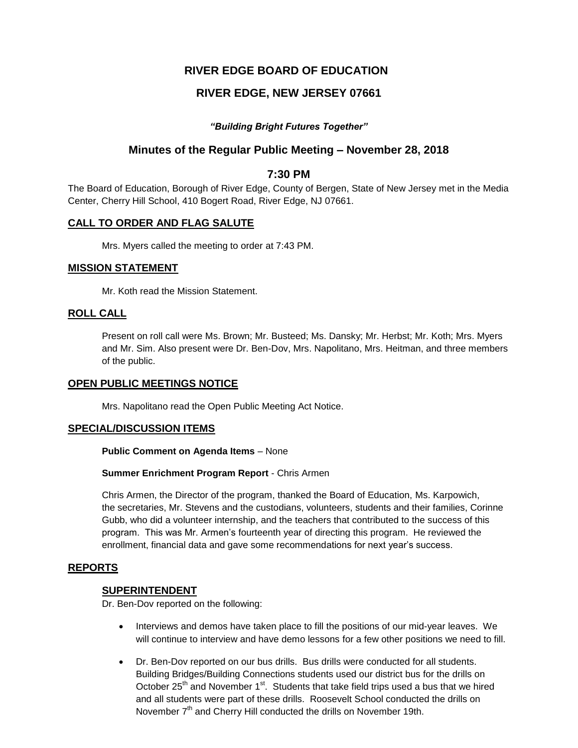# RIVER EDGE BOARD OF EDUCATION

## RIVER EDGE, NEW JERSEY 07661

***"Building Bright Futures Together"***

## Minutes of the Regular Public Meeting – November 28, 2018

## 7:30 PM

The Board of Education, Borough of River Edge, County of Bergen, State of New Jersey met in the Media Center, Cherry Hill School, 410 Bogert Road, River Edge, NJ 07661.

### CALL TO ORDER AND FLAG SALUTE

Mrs. Myers called the meeting to order at 7:43 PM.

### MISSION STATEMENT

Mr. Koth read the Mission Statement.

### ROLL CALL

Present on roll call were Ms. Brown; Mr. Busteed; Ms. Dansky; Mr. Herbst; Mr. Koth; Mrs. Myers and Mr. Sim. Also present were Dr. Ben-Dov, Mrs. Napolitano, Mrs. Heitman, and three members of the public.

### OPEN PUBLIC MEETINGS NOTICE

Mrs. Napolitano read the Open Public Meeting Act Notice.

### SPECIAL/DISCUSSION ITEMS

**Public Comment on Agenda Items** – None

**Summer Enrichment Program Report** - Chris Armen

Chris Armen, the Director of the program, thanked the Board of Education, Ms. Karpowich, the secretaries, Mr. Stevens and the custodians, volunteers, students and their families, Corinne Gubb, who did a volunteer internship, and the teachers that contributed to the success of this program. This was Mr. Armen's fourteenth year of directing this program. He reviewed the enrollment, financial data and gave some recommendations for next year's success.

### REPORTS

#### SUPERINTENDENT

Dr. Ben-Dov reported on the following:

- Interviews and demos have taken place to fill the positions of our mid-year leaves. We will continue to interview and have demo lessons for a few other positions we need to fill.
- Dr. Ben-Dov reported on our bus drills. Bus drills were conducted for all students. Building Bridges/Building Connections students used our district bus for the drills on October 25th and November 1st. Students that take field trips used a bus that we hired and all students were part of these drills. Roosevelt School conducted the drills on November 7th and Cherry Hill conducted the drills on November 19th.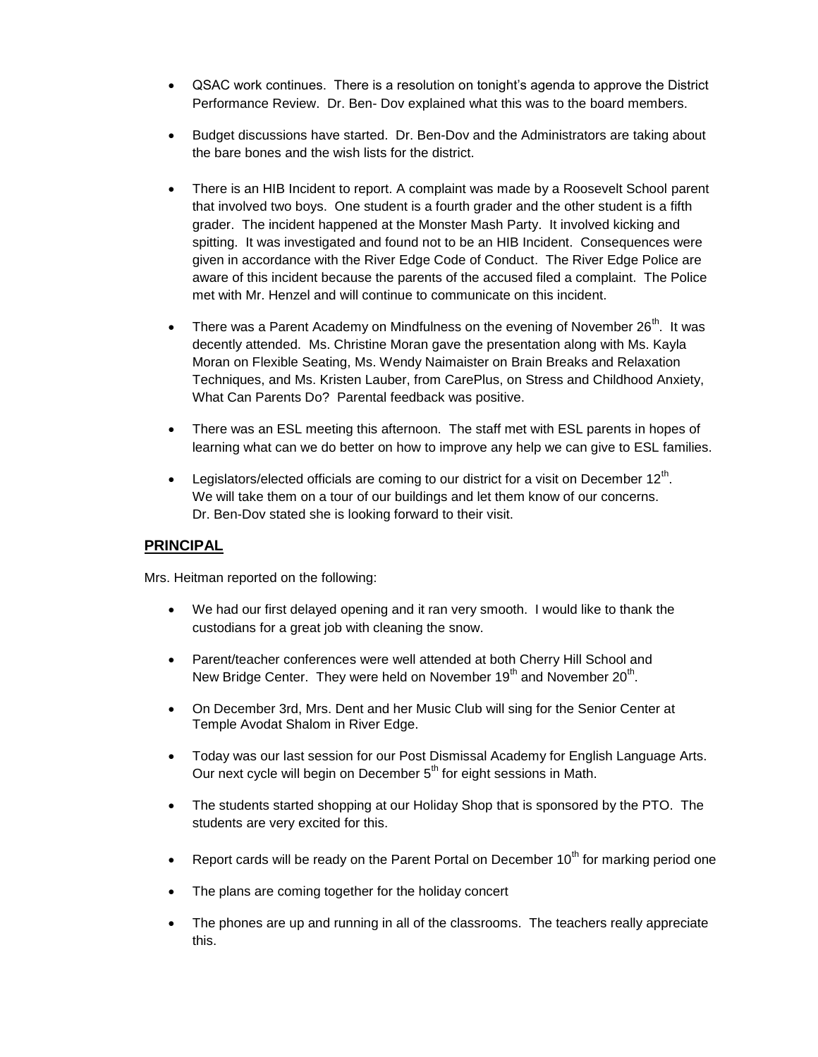- QSAC work continues. There is a resolution on tonight's agenda to approve the District Performance Review. Dr. Ben- Dov explained what this was to the board members.

- Budget discussions have started. Dr. Ben-Dov and the Administrators are taking about the bare bones and the wish lists for the district.

- There is an HIB Incident to report. A complaint was made by a Roosevelt School parent that involved two boys. One student is a fourth grader and the other student is a fifth grader. The incident happened at the Monster Mash Party. It involved kicking and spitting. It was investigated and found not to be an HIB Incident. Consequences were given in accordance with the River Edge Code of Conduct. The River Edge Police are aware of this incident because the parents of the accused filed a complaint. The Police met with Mr. Henzel and will continue to communicate on this incident.

- There was a Parent Academy on Mindfulness on the evening of November 26th. It was decently attended. Ms. Christine Moran gave the presentation along with Ms. Kayla Moran on Flexible Seating, Ms. Wendy Naimaister on Brain Breaks and Relaxation Techniques, and Ms. Kristen Lauber, from CarePlus, on Stress and Childhood Anxiety, What Can Parents Do? Parental feedback was positive.

- There was an ESL meeting this afternoon. The staff met with ESL parents in hopes of learning what can we do better on how to improve any help we can give to ESL families.

- Legislators/elected officials are coming to our district for a visit on December 12th. We will take them on a tour of our buildings and let them know of our concerns. Dr. Ben-Dov stated she is looking forward to their visit.

## PRINCIPAL

Mrs. Heitman reported on the following:

- We had our first delayed opening and it ran very smooth. I would like to thank the custodians for a great job with cleaning the snow.

- Parent/teacher conferences were well attended at both Cherry Hill School and New Bridge Center. They were held on November 19th and November 20th.

- On December 3rd, Mrs. Dent and her Music Club will sing for the Senior Center at Temple Avodat Shalom in River Edge.

- Today was our last session for our Post Dismissal Academy for English Language Arts. Our next cycle will begin on December 5th for eight sessions in Math.

- The students started shopping at our Holiday Shop that is sponsored by the PTO. The students are very excited for this.

- Report cards will be ready on the Parent Portal on December 10th for marking period one

- The plans are coming together for the holiday concert

- The phones are up and running in all of the classrooms. The teachers really appreciate this.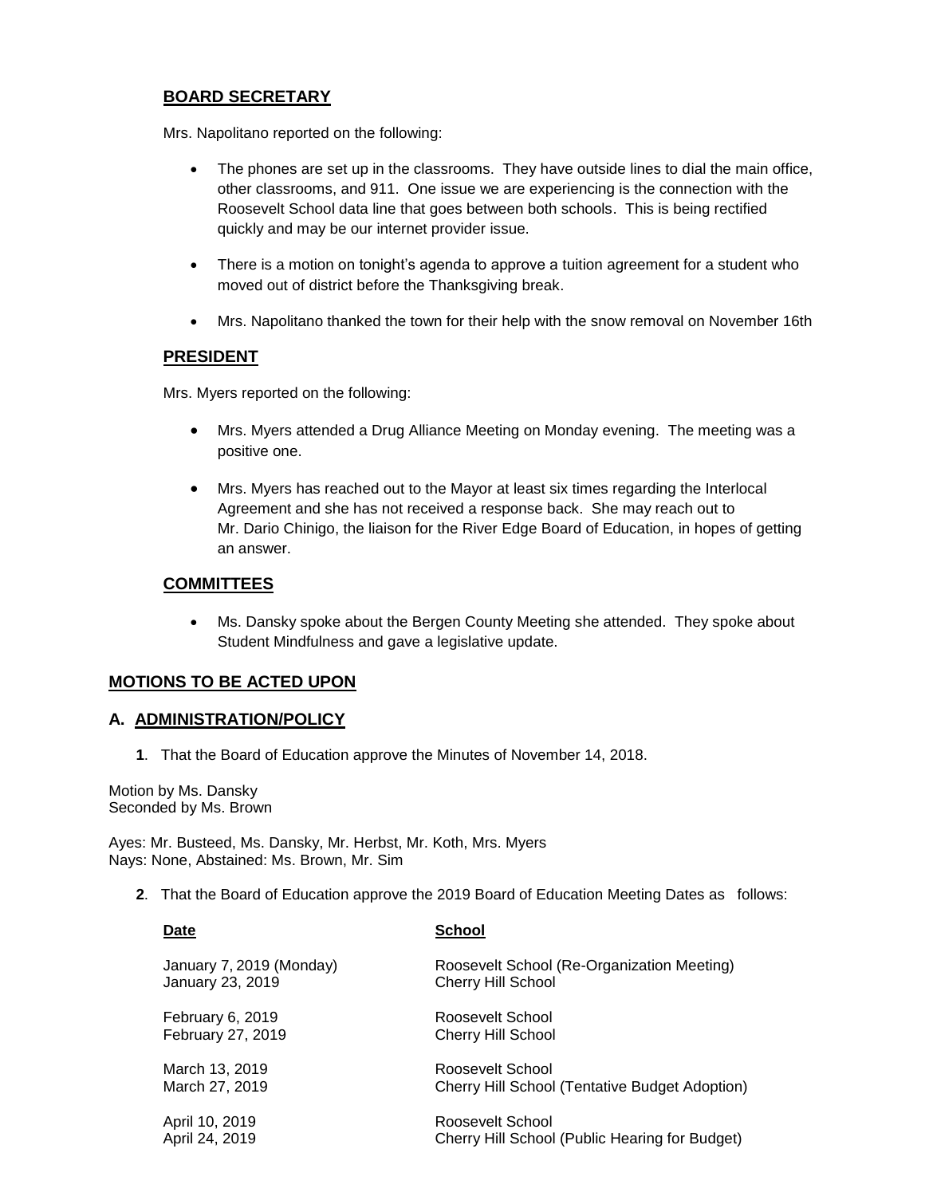## BOARD SECRETARY

Mrs. Napolitano reported on the following:

- The phones are set up in the classrooms. They have outside lines to dial the main office, other classrooms, and 911. One issue we are experiencing is the connection with the Roosevelt School data line that goes between both schools. This is being rectified quickly and may be our internet provider issue.
- There is a motion on tonight's agenda to approve a tuition agreement for a student who moved out of district before the Thanksgiving break.
- Mrs. Napolitano thanked the town for their help with the snow removal on November 16th

## PRESIDENT

Mrs. Myers reported on the following:

- Mrs. Myers attended a Drug Alliance Meeting on Monday evening. The meeting was a positive one.
- Mrs. Myers has reached out to the Mayor at least six times regarding the Interlocal Agreement and she has not received a response back. She may reach out to Mr. Dario Chinigo, the liaison for the River Edge Board of Education, in hopes of getting an answer.

## COMMITTEES

- Ms. Dansky spoke about the Bergen County Meeting she attended. They spoke about Student Mindfulness and gave a legislative update.

## MOTIONS TO BE ACTED UPON

### A. ADMINISTRATION/POLICY

**1**. That the Board of Education approve the Minutes of November 14, 2018.

Motion by Ms. Dansky
Seconded by Ms. Brown

Ayes: Mr. Busteed, Ms. Dansky, Mr. Herbst, Mr. Koth, Mrs. Myers
Nays: None, Abstained: Ms. Brown, Mr. Sim

**2**. That the Board of Education approve the 2019 Board of Education Meeting Dates as follows:

| Date | School |
|---|---|
| January 7, 2019 (Monday) | Roosevelt School (Re-Organization Meeting) |
| January 23, 2019 | Cherry Hill School |
| February 6, 2019 | Roosevelt School |
| February 27, 2019 | Cherry Hill School |
| March 13, 2019 | Roosevelt School |
| March 27, 2019 | Cherry Hill School (Tentative Budget Adoption) |
| April 10, 2019 | Roosevelt School |
| April 24, 2019 | Cherry Hill School (Public Hearing for Budget) |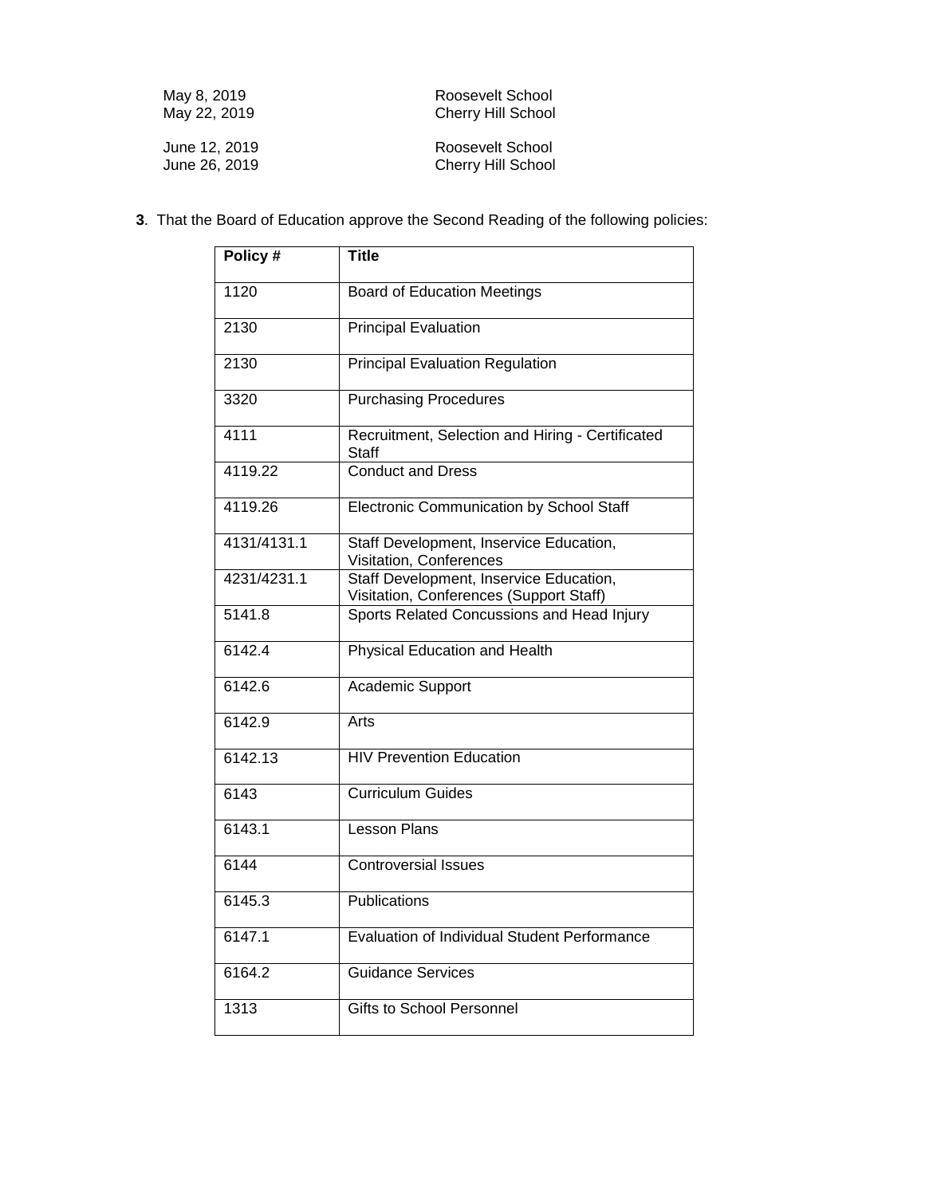May 8, 2019 Roosevelt School
May 22, 2019 Cherry Hill School

June 12, 2019 Roosevelt School
June 26, 2019 Cherry Hill School

**3**. That the Board of Education approve the Second Reading of the following policies:

| Policy # | Title |
|---|---|
| 1120 | Board of Education Meetings |
| 2130 | Principal Evaluation |
| 2130 | Principal Evaluation Regulation |
| 3320 | Purchasing Procedures |
| 4111 | Recruitment, Selection and Hiring - Certificated Staff |
| 4119.22 | Conduct and Dress |
| 4119.26 | Electronic Communication by School Staff |
| 4131/4131.1 | Staff Development, Inservice Education, Visitation, Conferences |
| 4231/4231.1 | Staff Development, Inservice Education, Visitation, Conferences (Support Staff) |
| 5141.8 | Sports Related Concussions and Head Injury |
| 6142.4 | Physical Education and Health |
| 6142.6 | Academic Support |
| 6142.9 | Arts |
| 6142.13 | HIV Prevention Education |
| 6143 | Curriculum Guides |
| 6143.1 | Lesson Plans |
| 6144 | Controversial Issues |
| 6145.3 | Publications |
| 6147.1 | Evaluation of Individual Student Performance |
| 6164.2 | Guidance Services |
| 1313 | Gifts to School Personnel |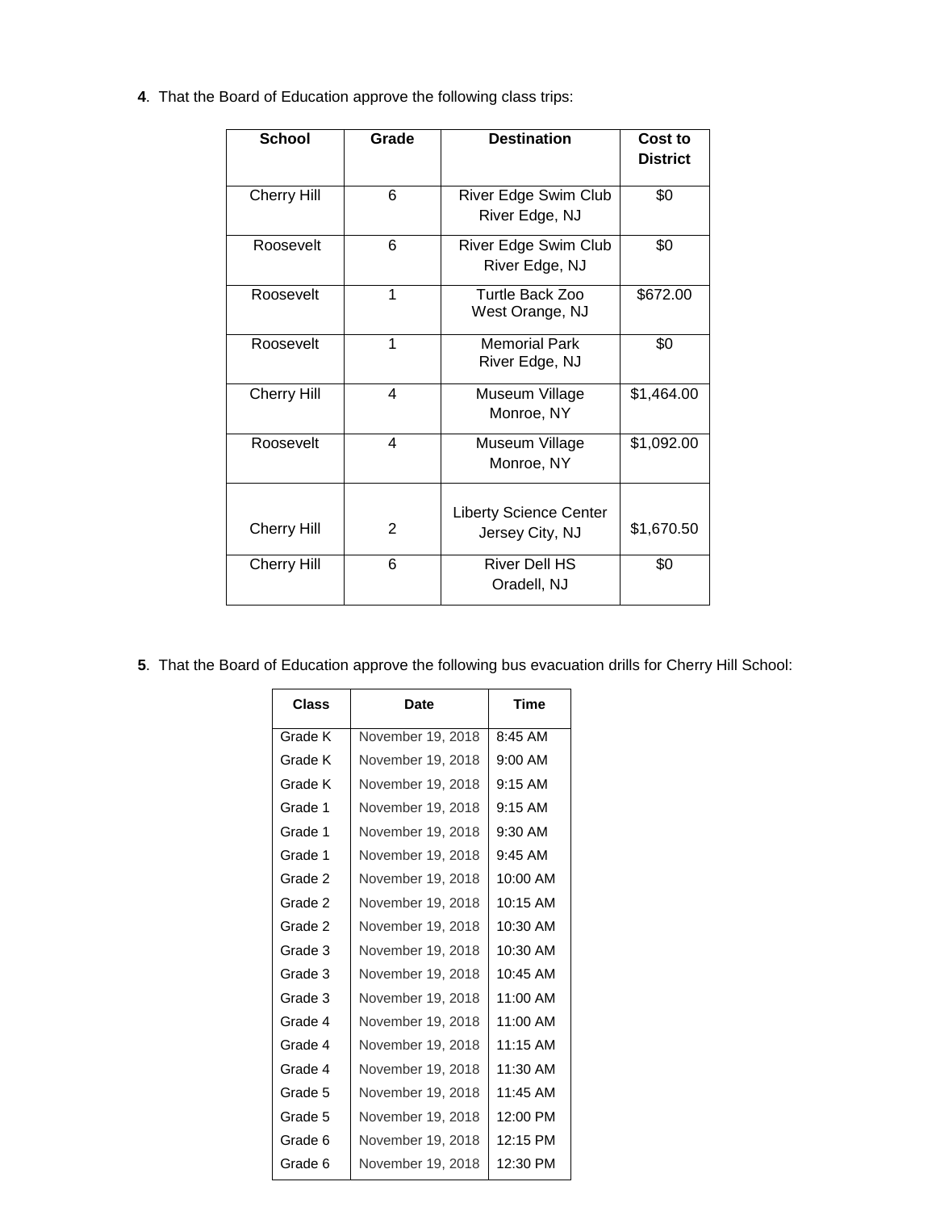**4**. That the Board of Education approve the following class trips:

| School | Grade | Destination | Cost to District |
|---|---|---|---|
| Cherry Hill | 6 | River Edge Swim Club River Edge, NJ | $0 |
| Roosevelt | 6 | River Edge Swim Club River Edge, NJ | $0 |
| Roosevelt | 1 | Turtle Back Zoo West Orange, NJ | $672.00 |
| Roosevelt | 1 | Memorial Park River Edge, NJ | $0 |
| Cherry Hill | 4 | Museum Village Monroe, NY | $1,464.00 |
| Roosevelt | 4 | Museum Village Monroe, NY | $1,092.00 |
| Cherry Hill | 2 | Liberty Science Center Jersey City, NJ | $1,670.50 |
| Cherry Hill | 6 | River Dell HS Oradell, NJ | $0 |

**5**. That the Board of Education approve the following bus evacuation drills for Cherry Hill School:

| Class | Date | Time |
|---|---|---|
| Grade K | November 19, 2018 | 8:45 AM |
| Grade K | November 19, 2018 | 9:00 AM |
| Grade K | November 19, 2018 | 9:15 AM |
| Grade 1 | November 19, 2018 | 9:15 AM |
| Grade 1 | November 19, 2018 | 9:30 AM |
| Grade 1 | November 19, 2018 | 9:45 AM |
| Grade 2 | November 19, 2018 | 10:00 AM |
| Grade 2 | November 19, 2018 | 10:15 AM |
| Grade 2 | November 19, 2018 | 10:30 AM |
| Grade 3 | November 19, 2018 | 10:30 AM |
| Grade 3 | November 19, 2018 | 10:45 AM |
| Grade 3 | November 19, 2018 | 11:00 AM |
| Grade 4 | November 19, 2018 | 11:00 AM |
| Grade 4 | November 19, 2018 | 11:15 AM |
| Grade 4 | November 19, 2018 | 11:30 AM |
| Grade 5 | November 19, 2018 | 11:45 AM |
| Grade 5 | November 19, 2018 | 12:00 PM |
| Grade 6 | November 19, 2018 | 12:15 PM |
| Grade 6 | November 19, 2018 | 12:30 PM |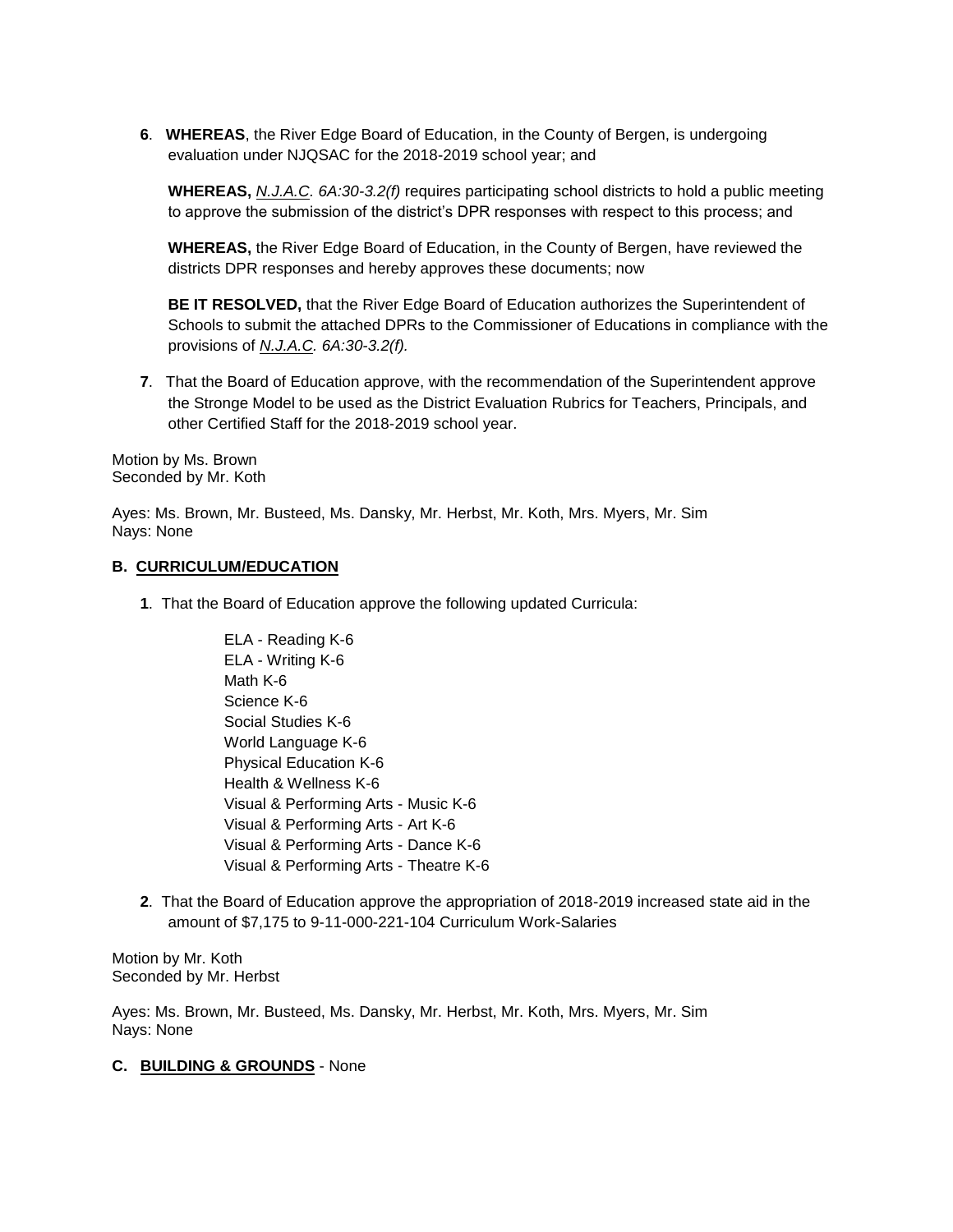**6**. **WHEREAS**, the River Edge Board of Education, in the County of Bergen, is undergoing evaluation under NJQSAC for the 2018-2019 school year; and

**WHEREAS,** *N.J.A.C. 6A:30-3.2(f)* requires participating school districts to hold a public meeting to approve the submission of the district's DPR responses with respect to this process; and

**WHEREAS,** the River Edge Board of Education, in the County of Bergen, have reviewed the districts DPR responses and hereby approves these documents; now

**BE IT RESOLVED,** that the River Edge Board of Education authorizes the Superintendent of Schools to submit the attached DPRs to the Commissioner of Educations in compliance with the provisions of *N.J.A.C. 6A:30-3.2(f).*

**7**. That the Board of Education approve, with the recommendation of the Superintendent approve the Stronge Model to be used as the District Evaluation Rubrics for Teachers, Principals, and other Certified Staff for the 2018-2019 school year.

Motion by Ms. Brown
Seconded by Mr. Koth

Ayes: Ms. Brown, Mr. Busteed, Ms. Dansky, Mr. Herbst, Mr. Koth, Mrs. Myers, Mr. Sim
Nays: None

**B. CURRICULUM/EDUCATION**

**1**. That the Board of Education approve the following updated Curricula:

ELA - Reading K-6
ELA - Writing K-6
Math K-6
Science K-6
Social Studies K-6
World Language K-6
Physical Education K-6
Health & Wellness K-6
Visual & Performing Arts - Music K-6
Visual & Performing Arts - Art K-6
Visual & Performing Arts - Dance K-6
Visual & Performing Arts - Theatre K-6

**2**. That the Board of Education approve the appropriation of 2018-2019 increased state aid in the amount of $7,175 to 9-11-000-221-104 Curriculum Work-Salaries

Motion by Mr. Koth
Seconded by Mr. Herbst

Ayes: Ms. Brown, Mr. Busteed, Ms. Dansky, Mr. Herbst, Mr. Koth, Mrs. Myers, Mr. Sim
Nays: None

**C. BUILDING & GROUNDS** - None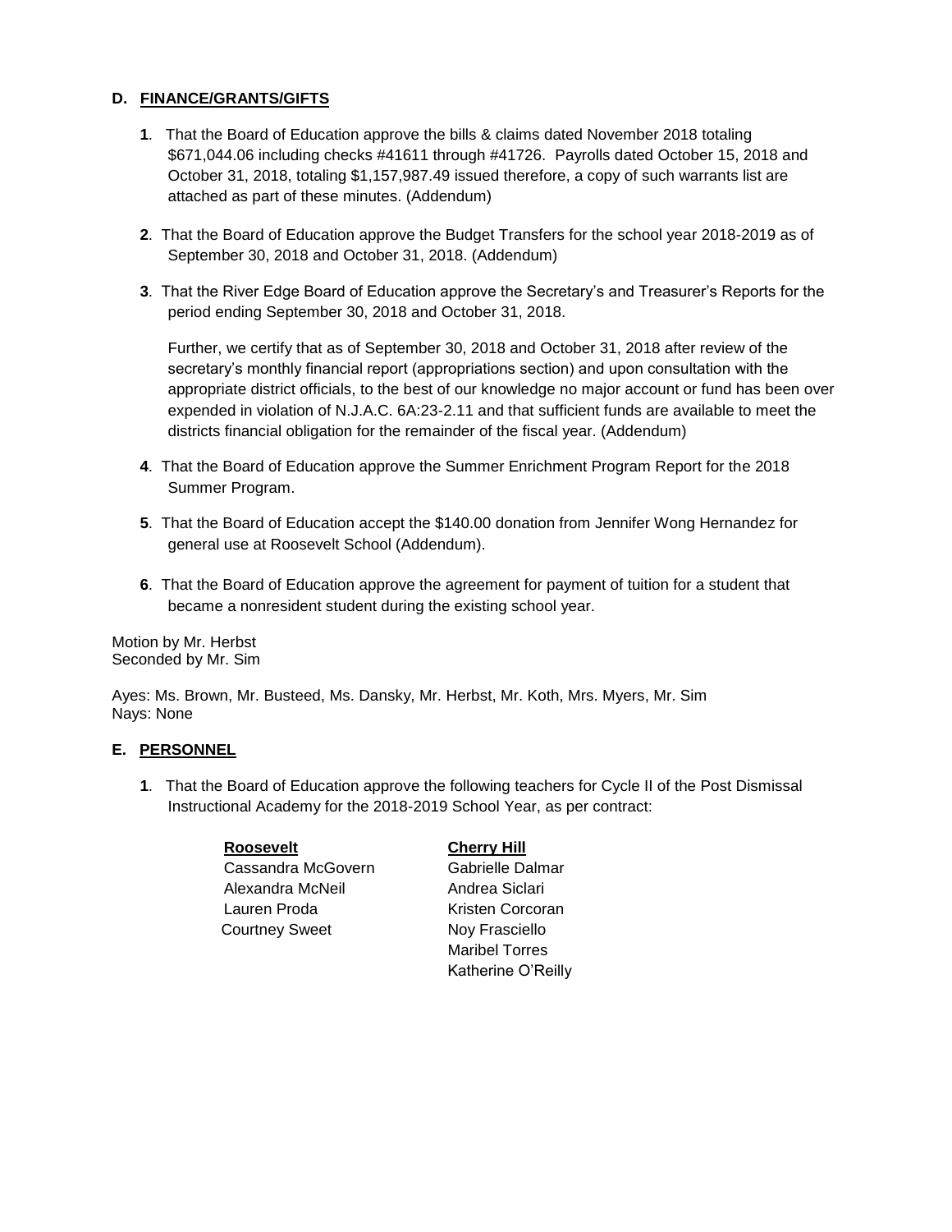### D. FINANCE/GRANTS/GIFTS

**1**. That the Board of Education approve the bills & claims dated November 2018 totaling $671,044.06 including checks #41611 through #41726. Payrolls dated October 15, 2018 and October 31, 2018, totaling $1,157,987.49 issued therefore, a copy of such warrants list are attached as part of these minutes. (Addendum)

**2**. That the Board of Education approve the Budget Transfers for the school year 2018-2019 as of September 30, 2018 and October 31, 2018. (Addendum)

**3**. That the River Edge Board of Education approve the Secretary's and Treasurer's Reports for the period ending September 30, 2018 and October 31, 2018.

Further, we certify that as of September 30, 2018 and October 31, 2018 after review of the secretary's monthly financial report (appropriations section) and upon consultation with the appropriate district officials, to the best of our knowledge no major account or fund has been over expended in violation of N.J.A.C. 6A:23-2.11 and that sufficient funds are available to meet the districts financial obligation for the remainder of the fiscal year. (Addendum)

**4**. That the Board of Education approve the Summer Enrichment Program Report for the 2018 Summer Program.

**5**. That the Board of Education accept the $140.00 donation from Jennifer Wong Hernandez for general use at Roosevelt School (Addendum).

**6**. That the Board of Education approve the agreement for payment of tuition for a student that became a nonresident student during the existing school year.

Motion by Mr. Herbst
Seconded by Mr. Sim

Ayes: Ms. Brown, Mr. Busteed, Ms. Dansky, Mr. Herbst, Mr. Koth, Mrs. Myers, Mr. Sim
Nays: None

### E. PERSONNEL

**1**. That the Board of Education approve the following teachers for Cycle II of the Post Dismissal Instructional Academy for the 2018-2019 School Year, as per contract:

| Roosevelt | Cherry Hill |
|---|---|
| Cassandra McGovern | Gabrielle Dalmar |
| Alexandra McNeil | Andrea Siclari |
| Lauren Proda | Kristen Corcoran |
| Courtney Sweet | Noy Frasciello |
| | Maribel Torres |
| | Katherine O'Reilly |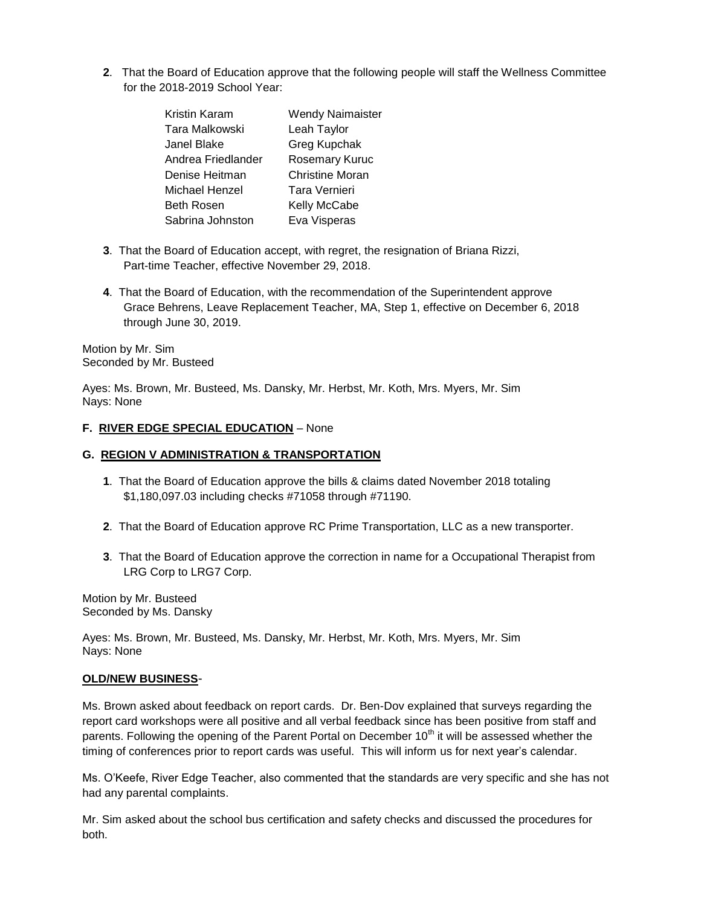**2**. That the Board of Education approve that the following people will staff the Wellness Committee for the 2018-2019 School Year:

| | |
|---|---|
| Kristin Karam | Wendy Naimaister |
| Tara Malkowski | Leah Taylor |
| Janel Blake | Greg Kupchak |
| Andrea Friedlander | Rosemary Kuruc |
| Denise Heitman | Christine Moran |
| Michael Henzel | Tara Vernieri |
| Beth Rosen | Kelly McCabe |
| Sabrina Johnston | Eva Visperas |

**3**. That the Board of Education accept, with regret, the resignation of Briana Rizzi, Part-time Teacher, effective November 29, 2018.

**4**. That the Board of Education, with the recommendation of the Superintendent approve Grace Behrens, Leave Replacement Teacher, MA, Step 1, effective on December 6, 2018 through June 30, 2019.

Motion by Mr. Sim
Seconded by Mr. Busteed

Ayes: Ms. Brown, Mr. Busteed, Ms. Dansky, Mr. Herbst, Mr. Koth, Mrs. Myers, Mr. Sim
Nays: None

**F. <u>RIVER EDGE SPECIAL EDUCATION</u>** – None

**G. <u>REGION V ADMINISTRATION & TRANSPORTATION</u>**

**1**. That the Board of Education approve the bills & claims dated November 2018 totaling $1,180,097.03 including checks #71058 through #71190.

**2**. That the Board of Education approve RC Prime Transportation, LLC as a new transporter.

**3**. That the Board of Education approve the correction in name for a Occupational Therapist from LRG Corp to LRG7 Corp.

Motion by Mr. Busteed
Seconded by Ms. Dansky

Ayes: Ms. Brown, Mr. Busteed, Ms. Dansky, Mr. Herbst, Mr. Koth, Mrs. Myers, Mr. Sim
Nays: None

**<u>OLD/NEW BUSINESS</u>**-

Ms. Brown asked about feedback on report cards. Dr. Ben-Dov explained that surveys regarding the report card workshops were all positive and all verbal feedback since has been positive from staff and parents. Following the opening of the Parent Portal on December 10th it will be assessed whether the timing of conferences prior to report cards was useful. This will inform us for next year's calendar.

Ms. O'Keefe, River Edge Teacher, also commented that the standards are very specific and she has not had any parental complaints.

Mr. Sim asked about the school bus certification and safety checks and discussed the procedures for both.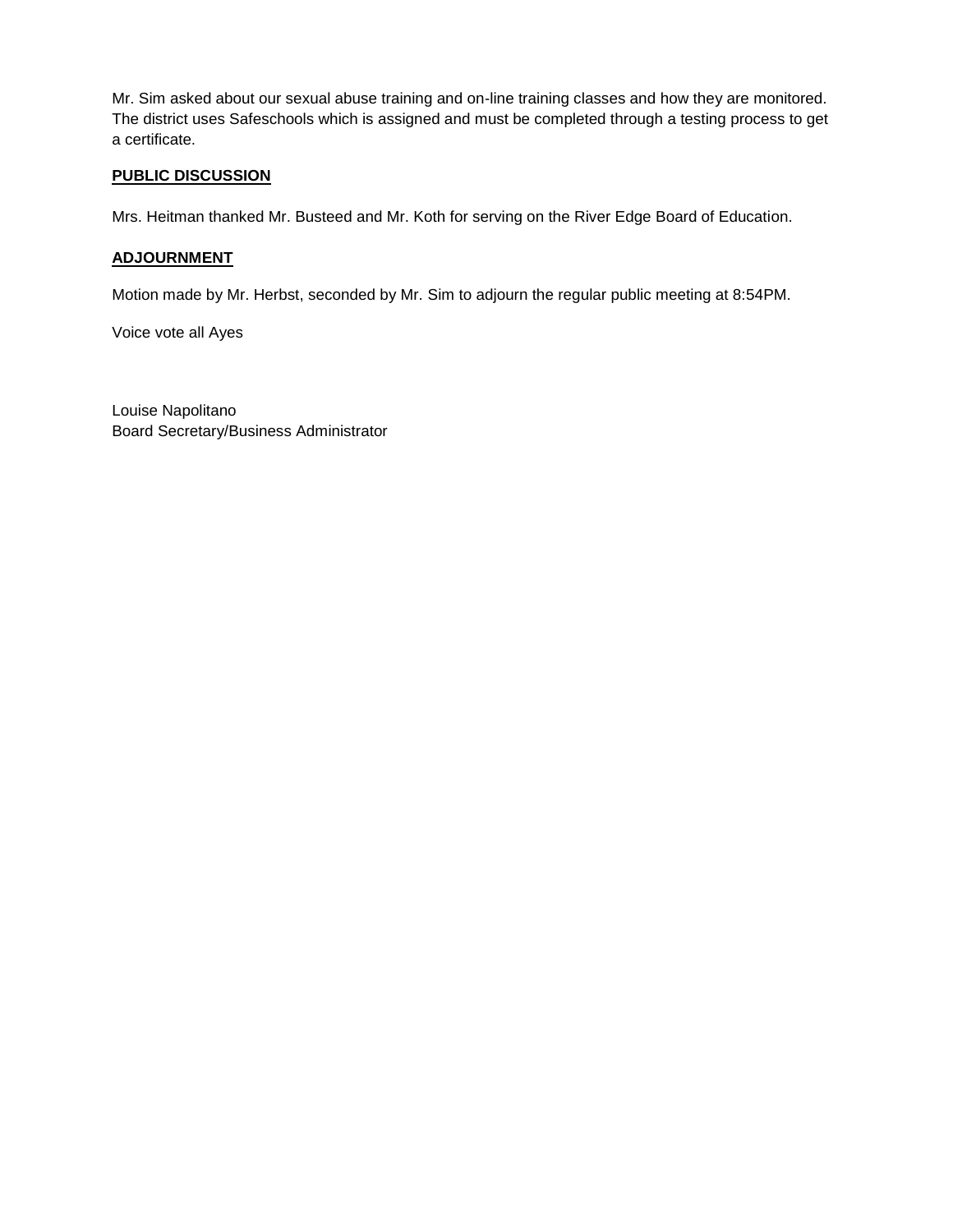Mr. Sim asked about our sexual abuse training and on-line training classes and how they are monitored. The district uses Safeschools which is assigned and must be completed through a testing process to get a certificate.

**PUBLIC DISCUSSION**

Mrs. Heitman thanked Mr. Busteed and Mr. Koth for serving on the River Edge Board of Education.

**ADJOURNMENT**

Motion made by Mr. Herbst, seconded by Mr. Sim to adjourn the regular public meeting at 8:54PM.

Voice vote all Ayes

Louise Napolitano
Board Secretary/Business Administrator